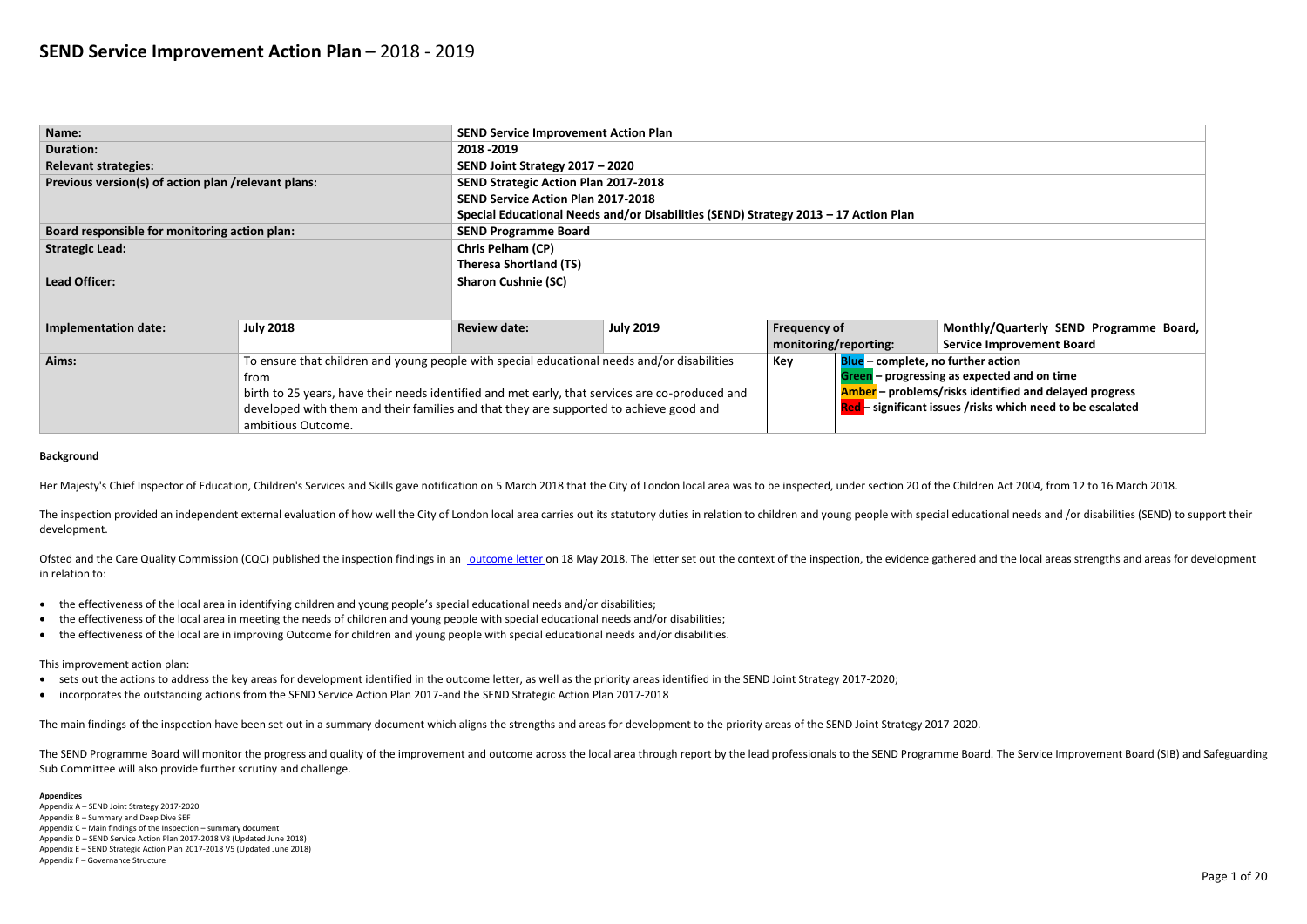# SEND Service Improvement Action Plan – 2018 - 2019

| Name: | | SEND Service Improvement Action Plan | | | | |
|---|---|---|---|---|---|---|
| Duration: | | 2018 -2019 | | | | |
| Relevant strategies: | | SEND Joint Strategy 2017 – 2020 | | | | |
| Previous version(s) of action plan /relevant plans: | | SEND Strategic Action Plan 2017-2018<br>SEND Service Action Plan 2017-2018<br>Special Educational Needs and/or Disabilities (SEND) Strategy 2013 – 17 Action Plan | | | | |
| Board responsible for monitoring action plan: | | SEND Programme Board | | | | |
| Strategic Lead: | | Chris Pelham (CP)<br>Theresa Shortland (TS) | | | | |
| Lead Officer: | | Sharon Cushnie (SC) | | | | |
| Implementation date: | July 2018 | Review date: | July 2019 | Frequency of monitoring/reporting: | | Monthly/Quarterly SEND Programme Board, Service Improvement Board |
| Aims: | To ensure that children and young people with special educational needs and/or disabilities from birth to 25 years, have their needs identified and met early, that services are co-produced and developed with them and their families and that they are supported to achieve good and ambitious Outcome. | | | Key | Blue – complete, no further action<br>Green – progressing as expected and on time<br>Amber – problems/risks identified and delayed progress<br>Red – significant issues /risks which need to be escalated | |

**Background**

Her Majesty's Chief Inspector of Education, Children's Services and Skills gave notification on 5 March 2018 that the City of London local area was to be inspected, under section 20 of the Children Act 2004, from 12 to 16 March 2018.

The inspection provided an independent external evaluation of how well the City of London local area carries out its statutory duties in relation to children and young people with special educational needs and /or disabilities (SEND) to support their development.

Ofsted and the Care Quality Commission (CQC) published the inspection findings in an outcome letter on 18 May 2018. The letter set out the context of the inspection, the evidence gathered and the local areas strengths and areas for development in relation to:

- the effectiveness of the local area in identifying children and young people's special educational needs and/or disabilities;
- the effectiveness of the local area in meeting the needs of children and young people with special educational needs and/or disabilities;
- the effectiveness of the local are in improving Outcome for children and young people with special educational needs and/or disabilities.

This improvement action plan:

- sets out the actions to address the key areas for development identified in the outcome letter, as well as the priority areas identified in the SEND Joint Strategy 2017-2020;
- incorporates the outstanding actions from the SEND Service Action Plan 2017-and the SEND Strategic Action Plan 2017-2018

The main findings of the inspection have been set out in a summary document which aligns the strengths and areas for development to the priority areas of the SEND Joint Strategy 2017-2020.

The SEND Programme Board will monitor the progress and quality of the improvement and outcome across the local area through report by the lead professionals to the SEND Programme Board. The Service Improvement Board (SIB) and Safeguarding Sub Committee will also provide further scrutiny and challenge.

**Appendices**

Appendix A – SEND Joint Strategy 2017-2020
Appendix B – Summary and Deep Dive SEF
Appendix C – Main findings of the Inspection – summary document
Appendix D – SEND Service Action Plan 2017-2018 V8 (Updated June 2018)
Appendix E – SEND Strategic Action Plan 2017-2018 V5 (Updated June 2018)
Appendix F – Governance Structure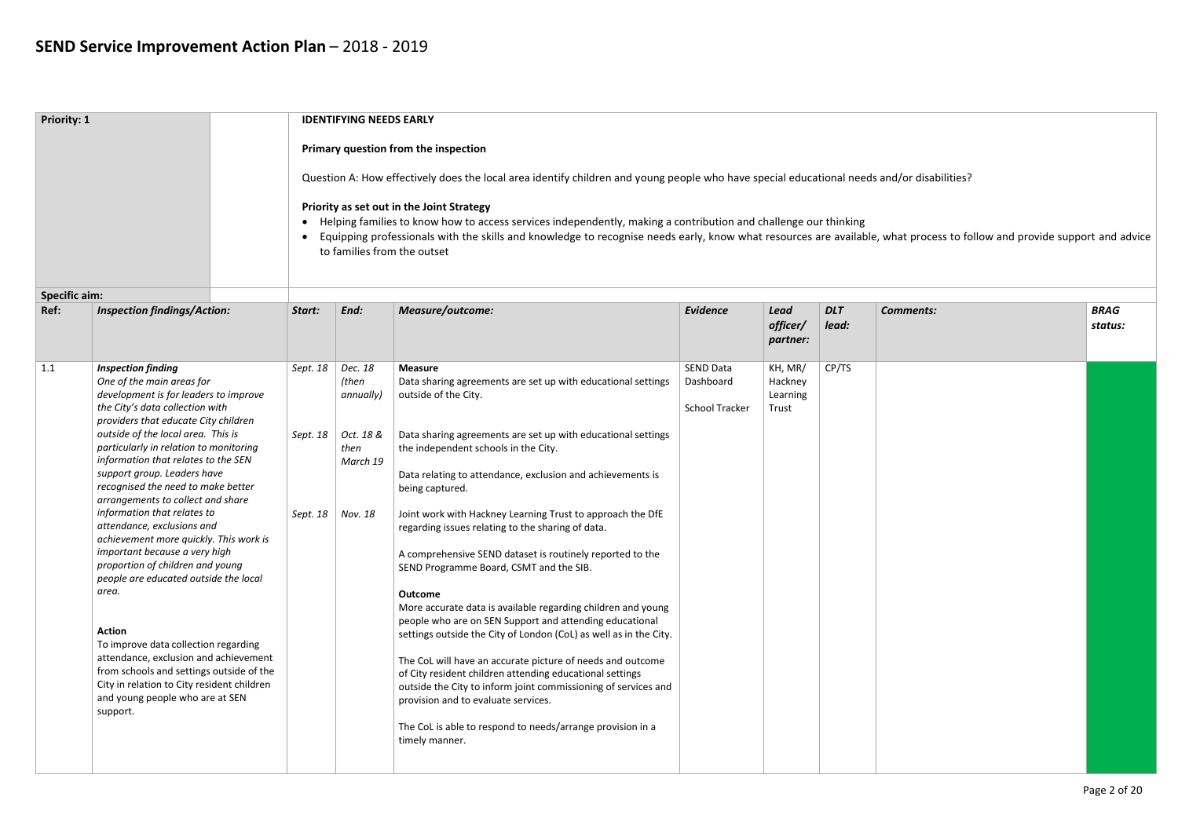# SEND Service Improvement Action Plan – 2018 - 2019

| **Priority: 1** | **IDENTIFYING NEEDS EARLY**<br><br>**Primary question from the inspection**<br><br>Question A: How effectively does the local area identify children and young people who have special educational needs and/or disabilities?<br><br>**Priority as set out in the Joint Strategy**<br>• Helping families to know how to access services independently, making a contribution and challenge our thinking<br>• Equipping professionals with the skills and knowledge to recognise needs early, know what resources are available, what process to follow and provide support and advice to families from the outset |
|---|---|
| **Specific aim:** | |

| Ref: | *Inspection findings/Action:* | *Start:* | *End:* | *Measure/outcome:* | *Evidence* | *Lead officer/ partner:* | *DLT lead:* | *Comments:* | *BRAG status:* |
|---|---|---|---|---|---|---|---|---|---|
| 1.1 | ***Inspection finding***<br>*One of the main areas for development is for leaders to improve the City's data collection with providers that educate City children outside of the local area. This is particularly in relation to monitoring information that relates to the SEN support group. Leaders have recognised the need to make better arrangements to collect and share information that relates to attendance, exclusions and achievement more quickly. This work is important because a very high proportion of children and young people are educated outside the local area.*<br><br>**Action**<br>To improve data collection regarding attendance, exclusion and achievement from schools and settings outside of the City in relation to City resident children and young people who are at SEN support. | *Sept. 18*<br><br><br>*Sept. 18*<br><br><br><br>*Sept. 18* | *Dec. 18 (then annually)*<br><br>*Oct. 18 & then March 19*<br><br><br>*Nov. 18* | **Measure**<br>Data sharing agreements are set up with educational settings outside of the City.<br><br>Data sharing agreements are set up with educational settings the independent schools in the City.<br><br>Data relating to attendance, exclusion and achievements is being captured.<br><br>Joint work with Hackney Learning Trust to approach the DfE regarding issues relating to the sharing of data.<br><br>A comprehensive SEND dataset is routinely reported to the SEND Programme Board, CSMT and the SIB.<br><br>**Outcome**<br>More accurate data is available regarding children and young people who are on SEN Support and attending educational settings outside the City of London (CoL) as well as in the City.<br><br>The CoL will have an accurate picture of needs and outcome of City resident children attending educational settings outside the City to inform joint commissioning of services and provision and to evaluate services.<br><br>The CoL is able to respond to needs/arrange provision in a timely manner. | SEND Data Dashboard<br><br>School Tracker | KH, MR/ Hackney Learning Trust | CP/TS | | Green |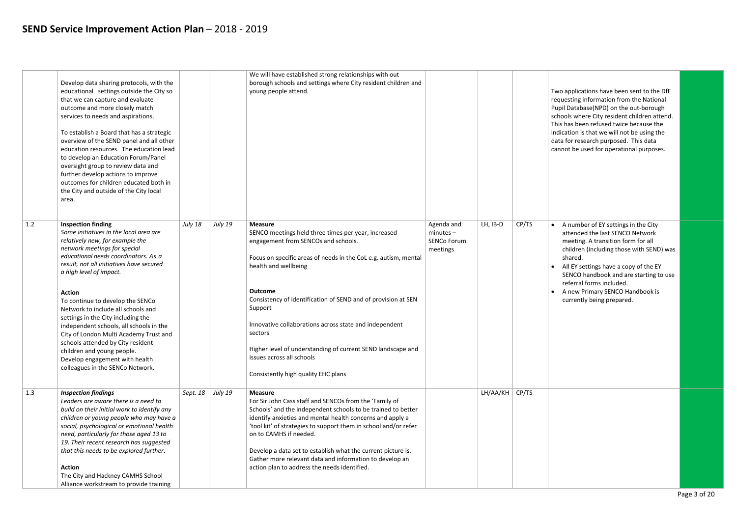# SEND Service Improvement Action Plan – 2018 - 2019

| | | | | | | | | | |
|---|---|---|---|---|---|---|---|---|---|
| | Develop data sharing protocols, with the educational settings outside the City so that we can capture and evaluate outcome and more closely match services to needs and aspirations.<br><br>To establish a Board that has a strategic overview of the SEND panel and all other education resources. The education lead to develop an Education Forum/Panel oversight group to review data and further develop actions to improve outcomes for children educated both in the City and outside of the City local area. | | | We will have established strong relationships with out borough schools and settings where City resident children and young people attend. | | | | Two applications have been sent to the DfE requesting information from the National Pupil Database(NPD) on the out-borough schools where City resident children attend. This has been refused twice because the indication is that we will not be using the data for research purposed. This data cannot be used for operational purposes. | |
| 1.2 | **Inspection finding**<br>*Some initiatives in the local area are relatively new, for example the network meetings for special educational needs coordinators. As a result, not all initiatives have secured a high level of impact.*<br><br>**Action**<br>To continue to develop the SENCo Network to include all schools and settings in the City including the independent schools, all schools in the City of London Multi Academy Trust and schools attended by City resident children and young people.<br>Develop engagement with health colleagues in the SENCo Network. | *July 18* | *July 19* | **Measure**<br>SENCO meetings held three times per year, increased engagement from SENCOs and schools.<br><br>Focus on specific areas of needs in the CoL e.g. autism, mental health and wellbeing<br><br>**Outcome**<br>Consistency of identification of SEND and of provision at SEN Support<br><br>Innovative collaborations across state and independent sectors<br><br>Higher level of understanding of current SEND landscape and issues across all schools<br><br>Consistently high quality EHC plans | Agenda and minutes – SENCo Forum meetings | LH, IB-D | CP/TS | • A number of EY settings in the City attended the last SENCO Network meeting. A transition form for all children (including those with SEND) was shared.<br>• All EY settings have a copy of the EY SENCO handbook and are starting to use referral forms included.<br>• A new Primary SENCO Handbook is currently being prepared. | |
| 1.3 | ***Inspection findings***<br>*Leaders are aware there is a need to build on their initial work to identify any children or young people who may have a social, psychological or emotional health need, particularly for those aged 13 to 19. Their recent research has suggested that this needs to be explored further.*<br><br>**Action**<br>The City and Hackney CAMHS School Alliance workstream to provide training | *Sept. 18* | *July 19* | **Measure**<br>For Sir John Cass staff and SENCOs from the 'Family of Schools' and the independent schools to be trained to better identify anxieties and mental health concerns and apply a 'tool kit' of strategies to support them in school and/or refer on to CAMHS if needed.<br><br>Develop a data set to establish what the current picture is. Gather more relevant data and information to develop an action plan to address the needs identified. | | LH/AA/KH | CP/TS | | |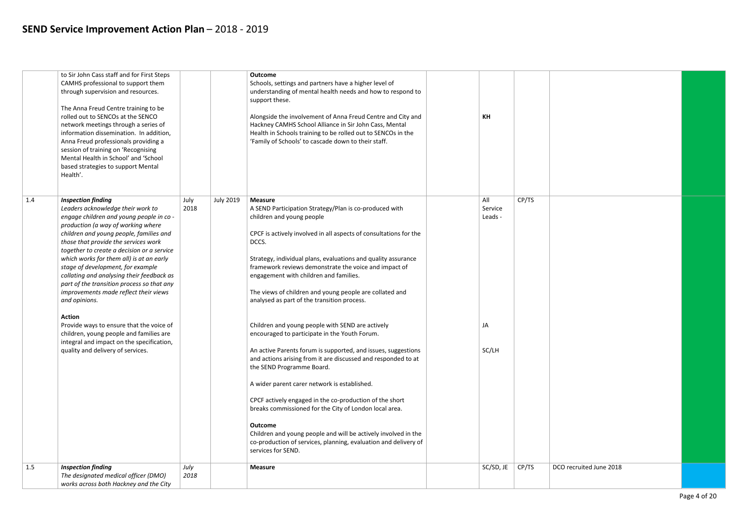# SEND Service Improvement Action Plan – 2018 - 2019

| | | | | | | | | | |
|---|---|---|---|---|---|---|---|---|---|
| | to Sir John Cass staff and for First Steps CAMHS professional to support them through supervision and resources.<br><br>The Anna Freud Centre training to be rolled out to SENCOs at the SENCO network meetings through a series of information dissemination. In addition, Anna Freud professionals providing a session of training on 'Recognising Mental Health in School' and 'School based strategies to support Mental Health'. | | | **Outcome**<br>Schools, settings and partners have a higher level of understanding of mental health needs and how to respond to support these.<br><br>Alongside the involvement of Anna Freud Centre and City and Hackney CAMHS School Alliance in Sir John Cass, Mental Health in Schools training to be rolled out to SENCOs in the 'Family of Schools' to cascade down to their staff. | | **KH** | | | |
| 1.4 | ***Inspection finding***<br>*Leaders acknowledge their work to engage children and young people in co-production (a way of working where children and young people, families and those that provide the services work together to create a decision or a service which works for them all) is at an early stage of development, for example collating and analysing their feedback as part of the transition process so that any improvements made reflect their views and opinions.*<br><br>**Action**<br>Provide ways to ensure that the voice of children, young people and families are integral and impact on the specification, quality and delivery of services. | July 2018 | July 2019 | **Measure**<br>A SEND Participation Strategy/Plan is co-produced with children and young people<br><br>CPCF is actively involved in all aspects of consultations for the DCCS.<br><br>Strategy, individual plans, evaluations and quality assurance framework reviews demonstrate the voice and impact of engagement with children and families.<br><br>The views of children and young people are collated and analysed as part of the transition process.<br><br>Children and young people with SEND are actively encouraged to participate in the Youth Forum.<br><br>An active Parents forum is supported, and issues, suggestions and actions arising from it are discussed and responded to at the SEND Programme Board.<br><br>A wider parent carer network is established.<br><br>CPCF actively engaged in the co-production of the short breaks commissioned for the City of London local area.<br><br>**Outcome**<br>Children and young people and will be actively involved in the co-production of services, planning, evaluation and delivery of services for SEND. | | All Service Leads -<br><br>JA<br><br>SC/LH | CP/TS | | |
| 1.5 | ***Inspection finding***<br>*The designated medical officer (DMO) works across both Hackney and the City* | *July 2018* | | **Measure** | | SC/SD, JE | CP/TS | DCO recruited June 2018 | |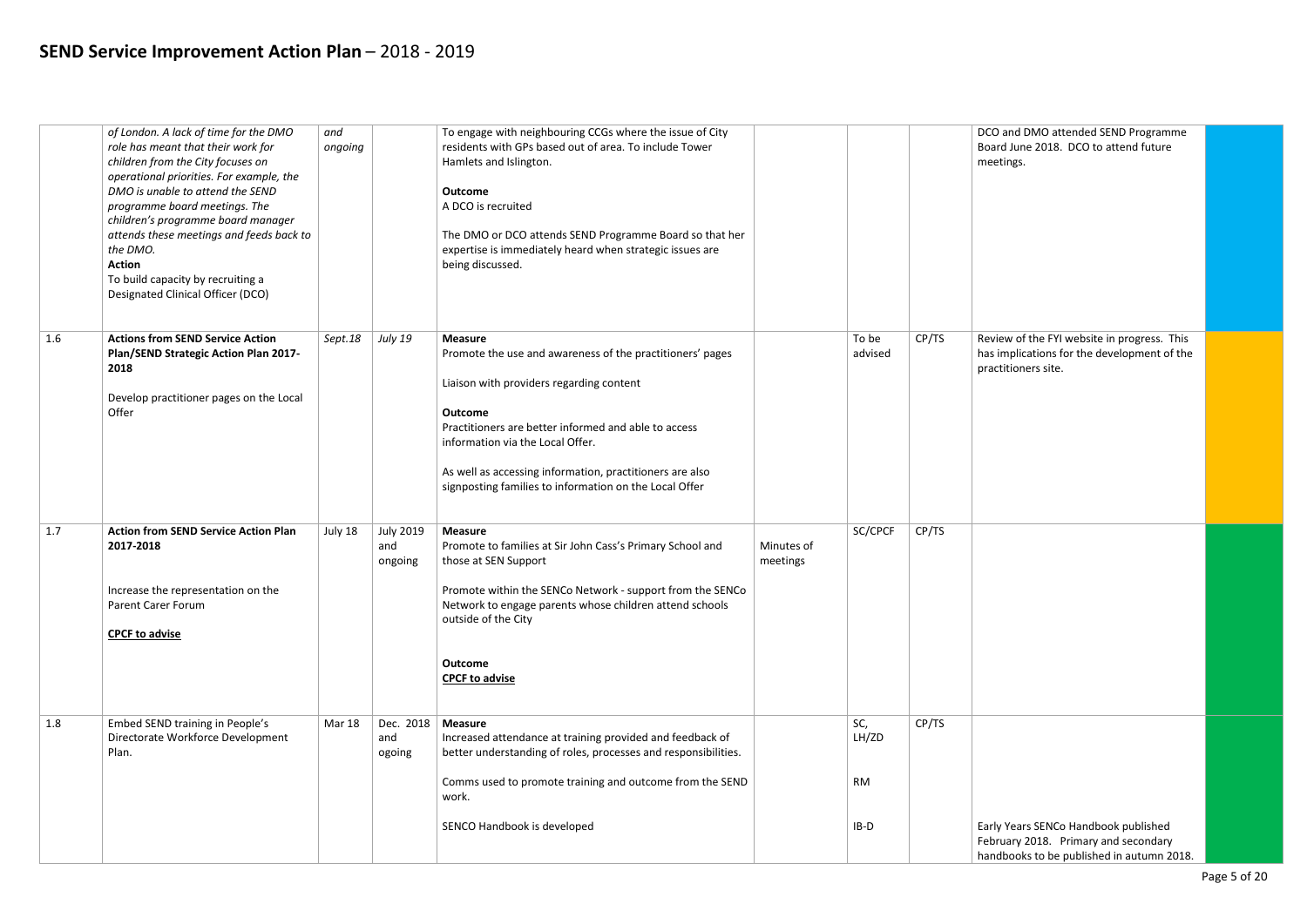# SEND Service Improvement Action Plan – 2018 - 2019

| | | | | | | | | | |
|---|---|---|---|---|---|---|---|---|---|
| | *of London. A lack of time for the DMO role has meant that their work for children from the City focuses on operational priorities. For example, the DMO is unable to attend the SEND programme board meetings. The children's programme board manager attends these meetings and feeds back to the DMO.*<br>**Action**<br>To build capacity by recruiting a Designated Clinical Officer (DCO) | *and ongoing* | | To engage with neighbouring CCGs where the issue of City residents with GPs based out of area. To include Tower Hamlets and Islington.<br><br>**Outcome**<br>A DCO is recruited<br><br>The DMO or DCO attends SEND Programme Board so that her expertise is immediately heard when strategic issues are being discussed. | | | | DCO and DMO attended SEND Programme Board June 2018. DCO to attend future meetings. | |
| 1.6 | **Actions from SEND Service Action Plan/SEND Strategic Action Plan 2017-2018**<br><br>Develop practitioner pages on the Local Offer | *Sept.18* | *July 19* | **Measure**<br>Promote the use and awareness of the practitioners' pages<br><br>Liaison with providers regarding content<br><br>**Outcome**<br>Practitioners are better informed and able to access information via the Local Offer.<br><br>As well as accessing information, practitioners are also signposting families to information on the Local Offer | | To be advised | CP/TS | Review of the FYI website in progress. This has implications for the development of the practitioners site. | |
| 1.7 | **Action from SEND Service Action Plan 2017-2018**<br><br>Increase the representation on the Parent Carer Forum<br><br>**CPCF to advise** | July 18 | July 2019 and ongoing | **Measure**<br>Promote to families at Sir John Cass's Primary School and those at SEN Support<br><br>Promote within the SENCo Network - support from the SENCo Network to engage parents whose children attend schools outside of the City<br><br>**Outcome**<br>**CPCF to advise** | Minutes of meetings | SC/CPCF | CP/TS | | |
| 1.8 | Embed SEND training in People's Directorate Workforce Development Plan. | Mar 18 | Dec. 2018 and ogoing | **Measure**<br>Increased attendance at training provided and feedback of better understanding of roles, processes and responsibilities.<br><br>Comms used to promote training and outcome from the SEND work.<br><br>SENCO Handbook is developed | | SC, LH/ZD<br><br>RM<br><br>IB-D | CP/TS | Early Years SENCo Handbook published February 2018. Primary and secondary handbooks to be published in autumn 2018. | |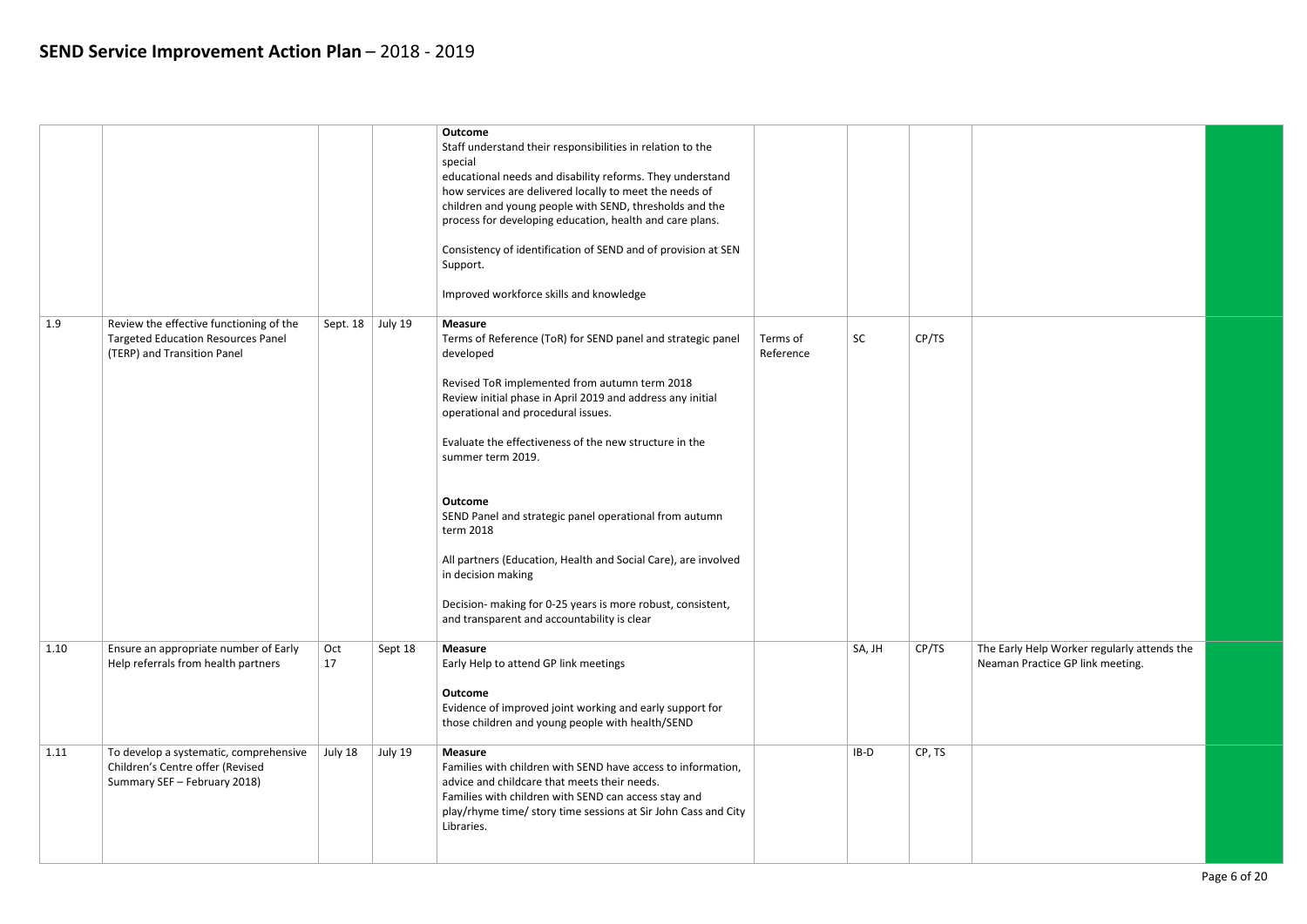# SEND Service Improvement Action Plan – 2018 - 2019

| | | | | | | | | | |
|---|---|---|---|---|---|---|---|---|---|
| | | | | **Outcome**<br>Staff understand their responsibilities in relation to the special<br>educational needs and disability reforms. They understand how services are delivered locally to meet the needs of children and young people with SEND, thresholds and the process for developing education, health and care plans.<br><br>Consistency of identification of SEND and of provision at SEN Support.<br><br>Improved workforce skills and knowledge | | | | | |
| 1.9 | Review the effective functioning of the Targeted Education Resources Panel (TERP) and Transition Panel | Sept. 18 | July 19 | **Measure**<br>Terms of Reference (ToR) for SEND panel and strategic panel developed<br><br>Revised ToR implemented from autumn term 2018<br>Review initial phase in April 2019 and address any initial operational and procedural issues.<br><br>Evaluate the effectiveness of the new structure in the summer term 2019.<br><br>**Outcome**<br>SEND Panel and strategic panel operational from autumn term 2018<br><br>All partners (Education, Health and Social Care), are involved in decision making<br><br>Decision- making for 0-25 years is more robust, consistent, and transparent and accountability is clear | Terms of Reference | SC | CP/TS | | |
| 1.10 | Ensure an appropriate number of Early Help referrals from health partners | Oct 17 | Sept 18 | **Measure**<br>Early Help to attend GP link meetings<br><br>**Outcome**<br>Evidence of improved joint working and early support for those children and young people with health/SEND | | SA, JH | CP/TS | The Early Help Worker regularly attends the Neaman Practice GP link meeting. | |
| 1.11 | To develop a systematic, comprehensive Children's Centre offer (Revised Summary SEF – February 2018) | July 18 | July 19 | **Measure**<br>Families with children with SEND have access to information, advice and childcare that meets their needs.<br>Families with children with SEND can access stay and play/rhyme time/ story time sessions at Sir John Cass and City Libraries. | | IB-D | CP, TS | | |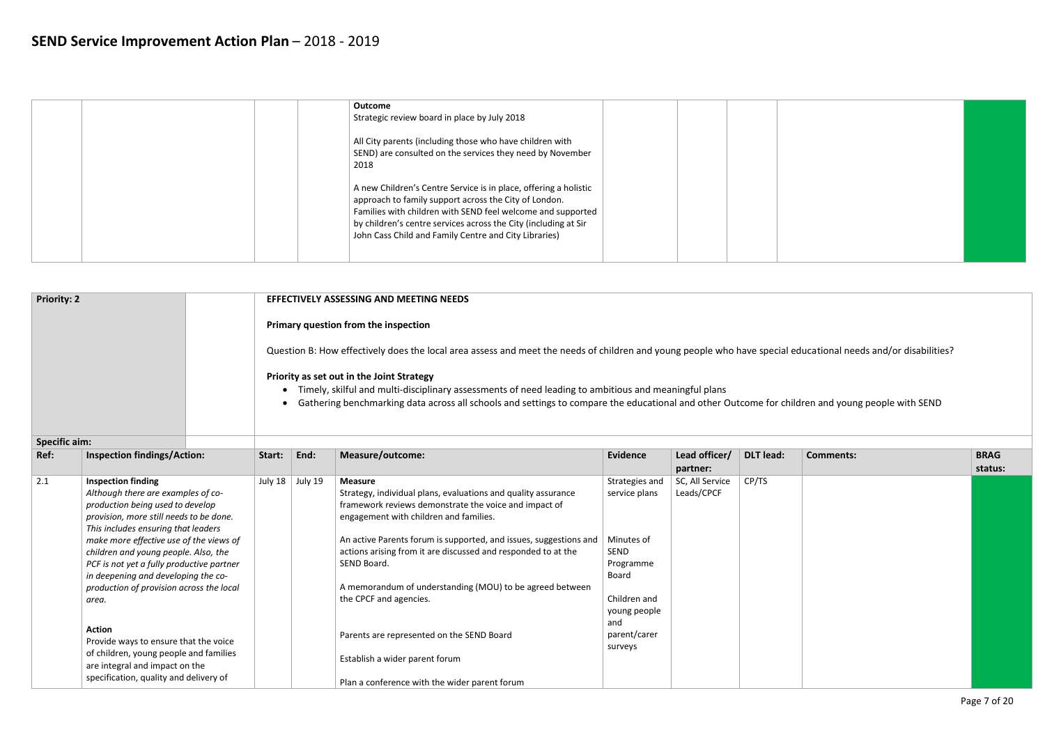## SEND Service Improvement Action Plan – 2018 - 2019

| | | | | Measure/outcome: | Evidence | Lead officer/ partner: | DLT lead: | Comments: | BRAG status: |
|---|---|---|---|---|---|---|---|---|---|
| | | | | **Outcome**<br>Strategic review board in place by July 2018<br><br>All City parents (including those who have children with SEND) are consulted on the services they need by November 2018<br><br>A new Children's Centre Service is in place, offering a holistic approach to family support across the City of London. Families with children with SEND feel welcome and supported by children's centre services across the City (including at Sir John Cass Child and Family Centre and City Libraries) | | | | | |

**Priority: 2**

**EFFECTIVELY ASSESSING AND MEETING NEEDS**

**Primary question from the inspection**

Question B: How effectively does the local area assess and meet the needs of children and young people who have special educational needs and/or disabilities?

**Priority as set out in the Joint Strategy**

- Timely, skilful and multi-disciplinary assessments of need leading to ambitious and meaningful plans
- Gathering benchmarking data across all schools and settings to compare the educational and other Outcome for children and young people with SEND

**Specific aim:**

| Ref: | Inspection findings/Action: | Start: | End: | Measure/outcome: | Evidence | Lead officer/ partner: | DLT lead: | Comments: | BRAG status: |
|---|---|---|---|---|---|---|---|---|---|
| 2.1 | **Inspection finding**<br>*Although there are examples of co-production being used to develop provision, more still needs to be done. This includes ensuring that leaders make more effective use of the views of children and young people. Also, the PCF is not yet a fully productive partner in deepening and developing the co-production of provision across the local area.*<br><br>**Action**<br>Provide ways to ensure that the voice of children, young people and families are integral and impact on the specification, quality and delivery of | July 18 | July 19 | **Measure**<br>Strategy, individual plans, evaluations and quality assurance framework reviews demonstrate the voice and impact of engagement with children and families.<br><br>An active Parents forum is supported, and issues, suggestions and actions arising from it are discussed and responded to at the SEND Board.<br><br>A memorandum of understanding (MOU) to be agreed between the CPCF and agencies.<br><br>Parents are represented on the SEND Board<br><br>Establish a wider parent forum<br><br>Plan a conference with the wider parent forum | Strategies and service plans<br><br>Minutes of SEND Programme Board<br><br>Children and young people and parent/carer surveys | SC, All Service Leads/CPCF | CP/TS | | |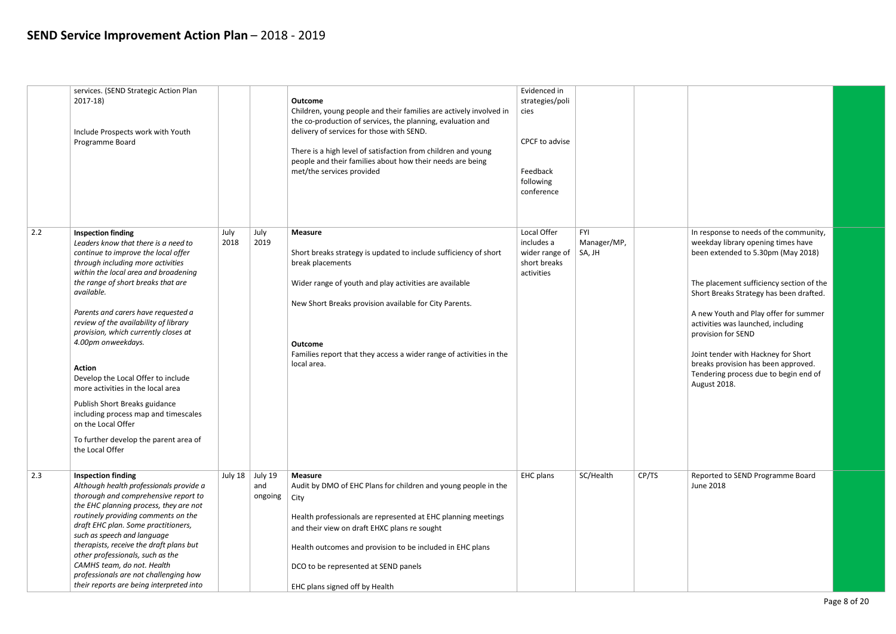# SEND Service Improvement Action Plan – 2018 - 2019

| | | | | | | | | | |
|---|---|---|---|---|---|---|---|---|---|
| | services. (SEND Strategic Action Plan 2017-18)<br><br>Include Prospects work with Youth Programme Board | | | **Outcome**<br>Children, young people and their families are actively involved in the co-production of services, the planning, evaluation and delivery of services for those with SEND.<br><br>There is a high level of satisfaction from children and young people and their families about how their needs are being met/the services provided | Evidenced in strategies/policies<br><br>CPCF to advise<br><br>Feedback following conference | | | | |
| 2.2 | **Inspection finding**<br>*Leaders know that there is a need to continue to improve the local offer through including more activities within the local area and broadening the range of short breaks that are available.*<br><br>*Parents and carers have requested a review of the availability of library provision, which currently closes at 4.00pm onweekdays.*<br><br>**Action**<br>Develop the Local Offer to include more activities in the local area<br><br>Publish Short Breaks guidance including process map and timescales on the Local Offer<br><br>To further develop the parent area of the Local Offer | July 2018 | July 2019 | **Measure**<br><br>Short breaks strategy is updated to include sufficiency of short break placements<br><br>Wider range of youth and play activities are available<br><br>New Short Breaks provision available for City Parents.<br><br>**Outcome**<br>Families report that they access a wider range of activities in the local area. | Local Offer includes a wider range of short breaks activities | FYI Manager/MP, SA, JH | | In response to needs of the community, weekday library opening times have been extended to 5.30pm (May 2018)<br><br>The placement sufficiency section of the Short Breaks Strategy has been drafted.<br><br>A new Youth and Play offer for summer activities was launched, including provision for SEND<br><br>Joint tender with Hackney for Short breaks provision has been approved. Tendering process due to begin end of August 2018. | |
| 2.3 | **Inspection finding**<br>*Although health professionals provide a thorough and comprehensive report to the EHC planning process, they are not routinely providing comments on the draft EHC plan. Some practitioners, such as speech and language therapists, receive the draft plans but other professionals, such as the CAMHS team, do not. Health professionals are not challenging how their reports are being interpreted into* | July 18 | July 19 and ongoing | **Measure**<br>Audit by DMO of EHC Plans for children and young people in the City<br><br>Health professionals are represented at EHC planning meetings and their view on draft EHXC plans re sought<br><br>Health outcomes and provision to be included in EHC plans<br><br>DCO to be represented at SEND panels<br><br>EHC plans signed off by Health | EHC plans | SC/Health | CP/TS | Reported to SEND Programme Board June 2018 | |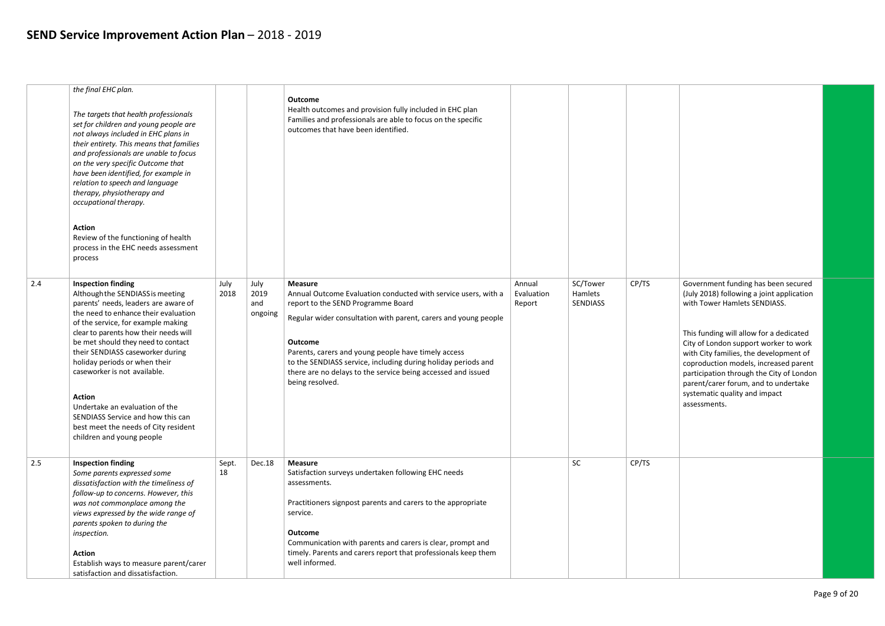# SEND Service Improvement Action Plan – 2018 - 2019

| | | | | | | | | | |
|---|---|---|---|---|---|---|---|---|---|
| | *the final EHC plan.*<br><br>*The targets that health professionals set for children and young people are not always included in EHC plans in their entirety. This means that families and professionals are unable to focus on the very specific Outcome that have been identified, for example in relation to speech and language therapy, physiotherapy and occupational therapy.*<br><br>**Action**<br>Review of the functioning of health process in the EHC needs assessment process | | | **Outcome**<br>Health outcomes and provision fully included in EHC plan<br>Families and professionals are able to focus on the specific outcomes that have been identified. | | | | | |
| 2.4 | **Inspection finding**<br>Although the SENDIASS is meeting parents' needs, leaders are aware of the need to enhance their evaluation of the service, for example making clear to parents how their needs will be met should they need to contact their SENDIASS caseworker during holiday periods or when their caseworker is not available.<br><br>**Action**<br>Undertake an evaluation of the SENDIASS Service and how this can best meet the needs of City resident children and young people | July 2018 | July 2019 and ongoing | **Measure**<br>Annual Outcome Evaluation conducted with service users, with a report to the SEND Programme Board<br><br>Regular wider consultation with parent, carers and young people<br><br>**Outcome**<br>Parents, carers and young people have timely access to the SENDIASS service, including during holiday periods and there are no delays to the service being accessed and issued being resolved. | Annual Evaluation Report | SC/Tower Hamlets SENDIASS | CP/TS | Government funding has been secured (July 2018) following a joint application with Tower Hamlets SENDIASS.<br><br>This funding will allow for a dedicated City of London support worker to work with City families, the development of coproduction models, increased parent participation through the City of London parent/carer forum, and to undertake systematic quality and impact assessments. | |
| 2.5 | **Inspection finding**<br>*Some parents expressed some dissatisfaction with the timeliness of follow-up to concerns. However, this was not commonplace among the views expressed by the wide range of parents spoken to during the inspection.*<br><br>**Action**<br>Establish ways to measure parent/carer satisfaction and dissatisfaction. | Sept. 18 | Dec.18 | **Measure**<br>Satisfaction surveys undertaken following EHC needs assessments.<br><br>Practitioners signpost parents and carers to the appropriate service.<br><br>**Outcome**<br>Communication with parents and carers is clear, prompt and timely. Parents and carers report that professionals keep them well informed. | | SC | CP/TS | | |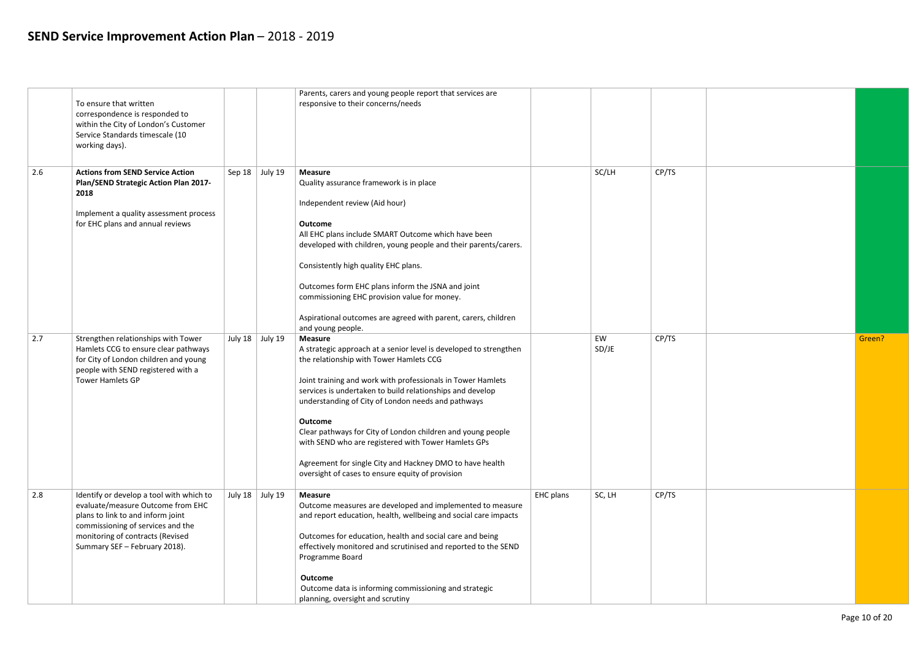# SEND Service Improvement Action Plan – 2018 - 2019

| | | | | | | | | | |
|---|---|---|---|---|---|---|---|---|---|
| | To ensure that written correspondence is responded to within the City of London's Customer Service Standards timescale (10 working days). | | | Parents, carers and young people report that services are responsive to their concerns/needs | | | | | |
| 2.6 | **Actions from SEND Service Action Plan/SEND Strategic Action Plan 2017-2018**<br><br>Implement a quality assessment process for EHC plans and annual reviews | Sep 18 | July 19 | **Measure**<br>Quality assurance framework is in place<br><br>Independent review (Aid hour)<br><br>**Outcome**<br>All EHC plans include SMART Outcome which have been developed with children, young people and their parents/carers.<br><br>Consistently high quality EHC plans.<br><br>Outcomes form EHC plans inform the JSNA and joint commissioning EHC provision value for money.<br><br>Aspirational outcomes are agreed with parent, carers, children and young people. | | SC/LH | CP/TS | | |
| 2.7 | Strengthen relationships with Tower Hamlets CCG to ensure clear pathways for City of London children and young people with SEND registered with a Tower Hamlets GP | July 18 | July 19 | **Measure**<br>A strategic approach at a senior level is developed to strengthen the relationship with Tower Hamlets CCG<br><br>Joint training and work with professionals in Tower Hamlets services is undertaken to build relationships and develop understanding of City of London needs and pathways<br><br>**Outcome**<br>Clear pathways for City of London children and young people with SEND who are registered with Tower Hamlets GPs<br><br>Agreement for single City and Hackney DMO to have health oversight of cases to ensure equity of provision | | EW<br>SD/JE | CP/TS | | Green? |
| 2.8 | Identify or develop a tool with which to evaluate/measure Outcome from EHC plans to link to and inform joint commissioning of services and the monitoring of contracts (Revised Summary SEF – February 2018). | July 18 | July 19 | **Measure**<br>Outcome measures are developed and implemented to measure and report education, health, wellbeing and social care impacts<br><br>Outcomes for education, health and social care and being effectively monitored and scrutinised and reported to the SEND Programme Board<br><br>**Outcome**<br>Outcome data is informing commissioning and strategic planning, oversight and scrutiny | EHC plans | SC, LH | CP/TS | | |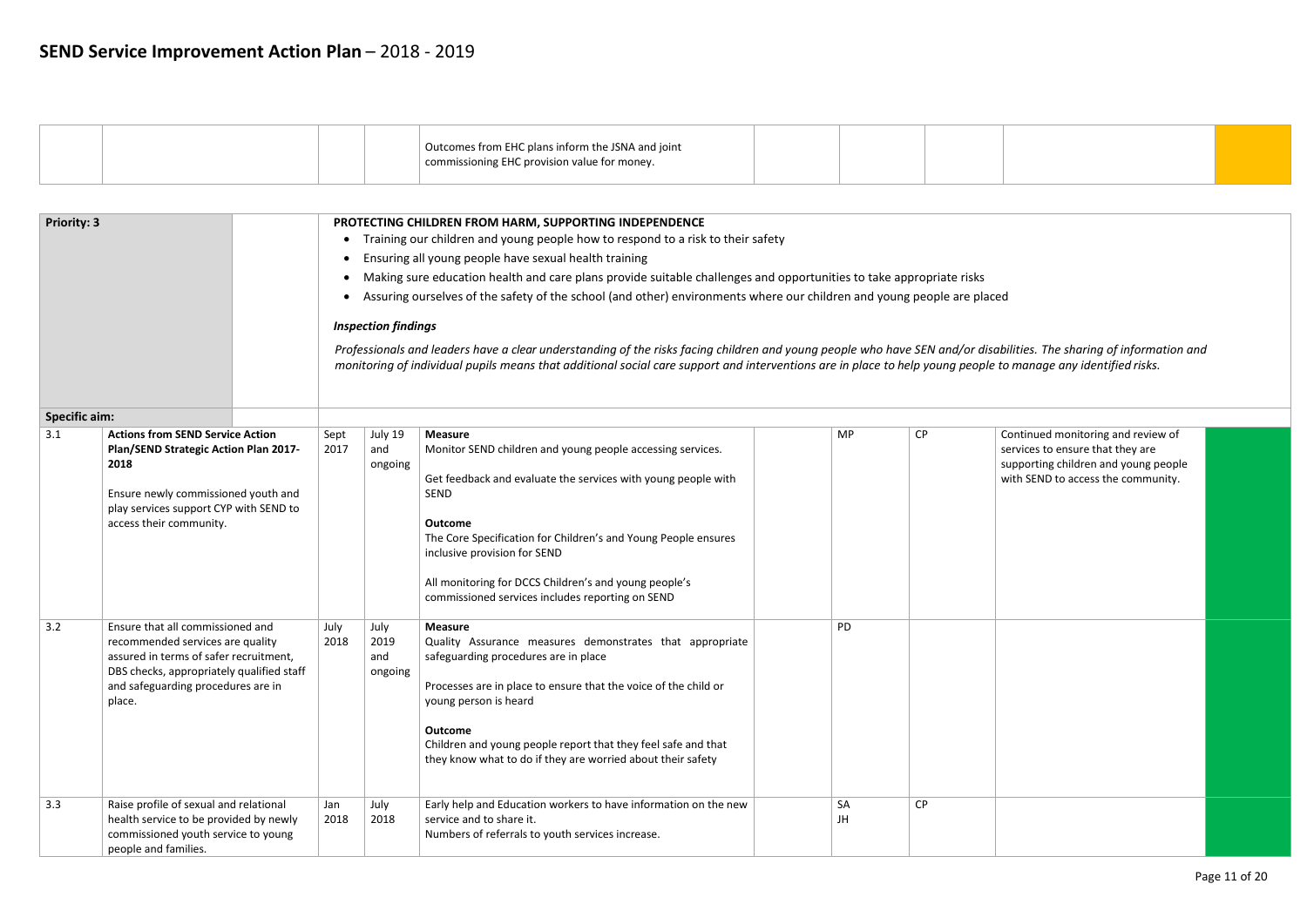# SEND Service Improvement Action Plan – 2018 - 2019

| | | | | | | | | | |
|---|---|---|---|---|---|---|---|---|---|
| | | | | Outcomes from EHC plans inform the JSNA and joint commissioning EHC provision value for money. | | | | | |

| Priority: 3 | | | | PROTECTING CHILDREN FROM HARM, SUPPORTING INDEPENDENCE<br>• Training our children and young people how to respond to a risk to their safety<br>• Ensuring all young people have sexual health training<br>• Making sure education health and care plans provide suitable challenges and opportunities to take appropriate risks<br>• Assuring ourselves of the safety of the school (and other) environments where our children and young people are placed<br><br>***Inspection findings***<br><br>*Professionals and leaders have a clear understanding of the risks facing children and young people who have SEN and/or disabilities. The sharing of information and monitoring of individual pupils means that additional social care support and interventions are in place to help young people to manage any identified risks.* | | | | | |
|---|---|---|---|---|---|---|---|---|---|
| **Specific aim:** | | | | | | | | | |
| 3.1 | **Actions from SEND Service Action Plan/SEND Strategic Action Plan 2017-2018**<br><br>Ensure newly commissioned youth and play services support CYP with SEND to access their community. | Sept 2017 | July 19 and ongoing | **Measure**<br>Monitor SEND children and young people accessing services.<br><br>Get feedback and evaluate the services with young people with SEND<br><br>**Outcome**<br>The Core Specification for Children's and Young People ensures inclusive provision for SEND<br><br>All monitoring for DCCS Children's and young people's commissioned services includes reporting on SEND | | MP | CP | Continued monitoring and review of services to ensure that they are supporting children and young people with SEND to access the community. | |
| 3.2 | Ensure that all commissioned and recommended services are quality assured in terms of safer recruitment, DBS checks, appropriately qualified staff and safeguarding procedures are in place. | July 2018 | July 2019 and ongoing | **Measure**<br>Quality Assurance measures demonstrates that appropriate safeguarding procedures are in place<br><br>Processes are in place to ensure that the voice of the child or young person is heard<br><br>**Outcome**<br>Children and young people report that they feel safe and that they know what to do if they are worried about their safety | | PD | | | |
| 3.3 | Raise profile of sexual and relational health service to be provided by newly commissioned youth service to young people and families. | Jan 2018 | July 2018 | Early help and Education workers to have information on the new service and to share it.<br>Numbers of referrals to youth services increase. | | SA<br>JH | CP | | |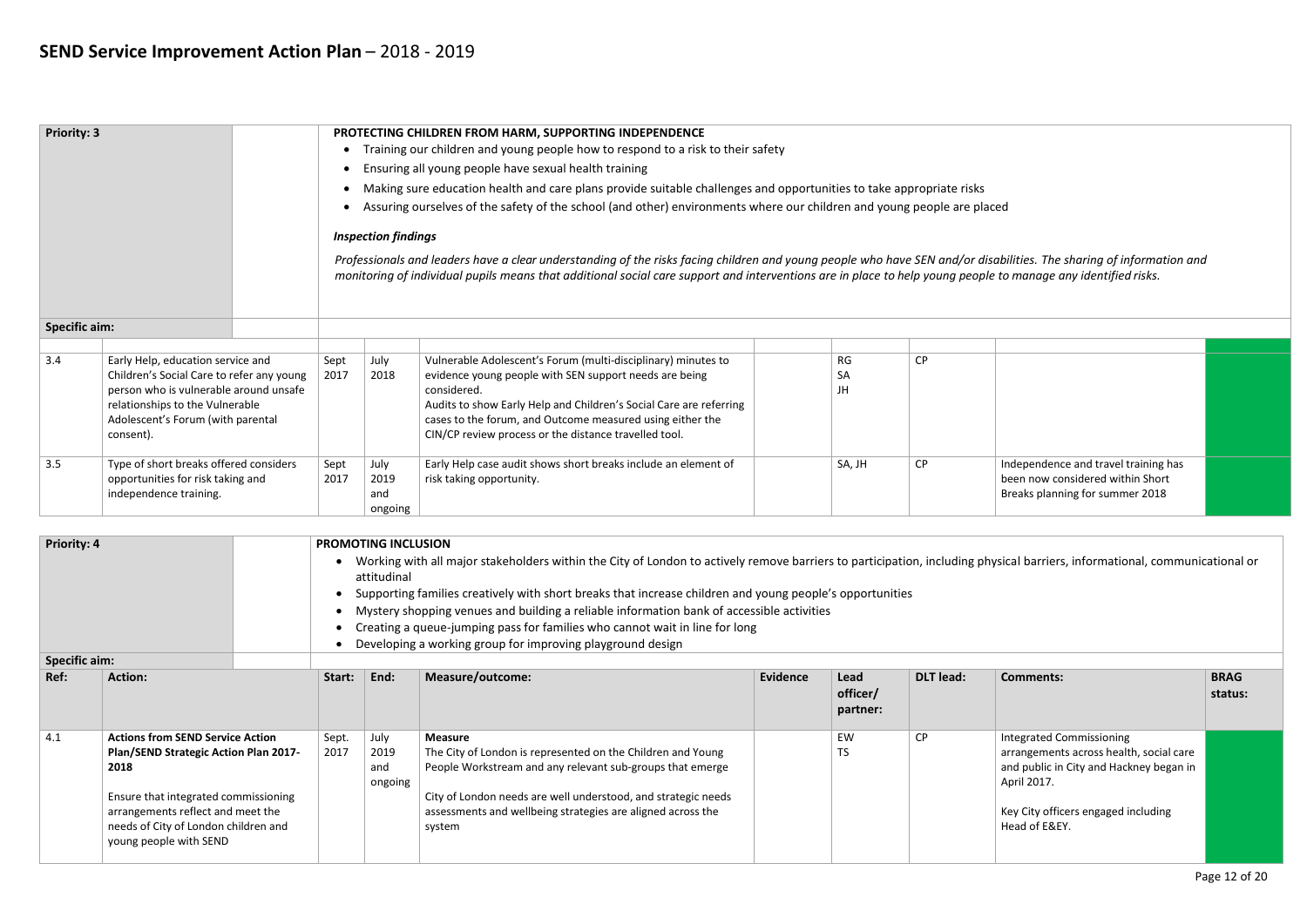# SEND Service Improvement Action Plan – 2018 - 2019

| **Priority: 3** | | **PROTECTING CHILDREN FROM HARM, SUPPORTING INDEPENDENCE**<br>• Training our children and young people how to respond to a risk to their safety<br>• Ensuring all young people have sexual health training<br>• Making sure education health and care plans provide suitable challenges and opportunities to take appropriate risks<br>• Assuring ourselves of the safety of the school (and other) environments where our children and young people are placed<br><br>***Inspection findings***<br>*Professionals and leaders have a clear understanding of the risks facing children and young people who have SEN and/or disabilities. The sharing of information and monitoring of individual pupils means that additional social care support and interventions are in place to help young people to manage any identified risks.* | | | | | | | |
|---|---|---|---|---|---|---|---|---|---|
| **Specific aim:** | | | | | | | | | |
| 3.4 | Early Help, education service and Children's Social Care to refer any young person who is vulnerable around unsafe relationships to the Vulnerable Adolescent's Forum (with parental consent). | Sept 2017 | July 2018 | Vulnerable Adolescent's Forum (multi-disciplinary) minutes to evidence young people with SEN support needs are being considered.<br>Audits to show Early Help and Children's Social Care are referring cases to the forum, and Outcome measured using either the CIN/CP review process or the distance travelled tool. | | RG<br>SA<br>JH | CP | | |
| 3.5 | Type of short breaks offered considers opportunities for risk taking and independence training. | Sept 2017 | July 2019 and ongoing | Early Help case audit shows short breaks include an element of risk taking opportunity. | | SA, JH | CP | Independence and travel training has been now considered within Short Breaks planning for summer 2018 | |

| **Priority: 4** | | **PROMOTING INCLUSION**<br>• Working with all major stakeholders within the City of London to actively remove barriers to participation, including physical barriers, informational, communicational or attitudinal<br>• Supporting families creatively with short breaks that increase children and young people's opportunities<br>• Mystery shopping venues and building a reliable information bank of accessible activities<br>• Creating a queue-jumping pass for families who cannot wait in line for long<br>• Developing a working group for improving playground design | | | | | | | |
|---|---|---|---|---|---|---|---|---|---|
| **Specific aim:** | | | | | | | | | |
| **Ref:** | **Action:** | **Start:** | **End:** | **Measure/outcome:** | **Evidence** | **Lead officer/ partner:** | **DLT lead:** | **Comments:** | **BRAG status:** |
| 4.1 | **Actions from SEND Service Action Plan/SEND Strategic Action Plan 2017-2018**<br><br>Ensure that integrated commissioning arrangements reflect and meet the needs of City of London children and young people with SEND | Sept. 2017 | July 2019 and ongoing | **Measure**<br>The City of London is represented on the Children and Young People Workstream and any relevant sub-groups that emerge<br><br>City of London needs are well understood, and strategic needs assessments and wellbeing strategies are aligned across the system | | EW<br>TS | CP | Integrated Commissioning arrangements across health, social care and public in City and Hackney began in April 2017.<br><br>Key City officers engaged including Head of E&EY. | |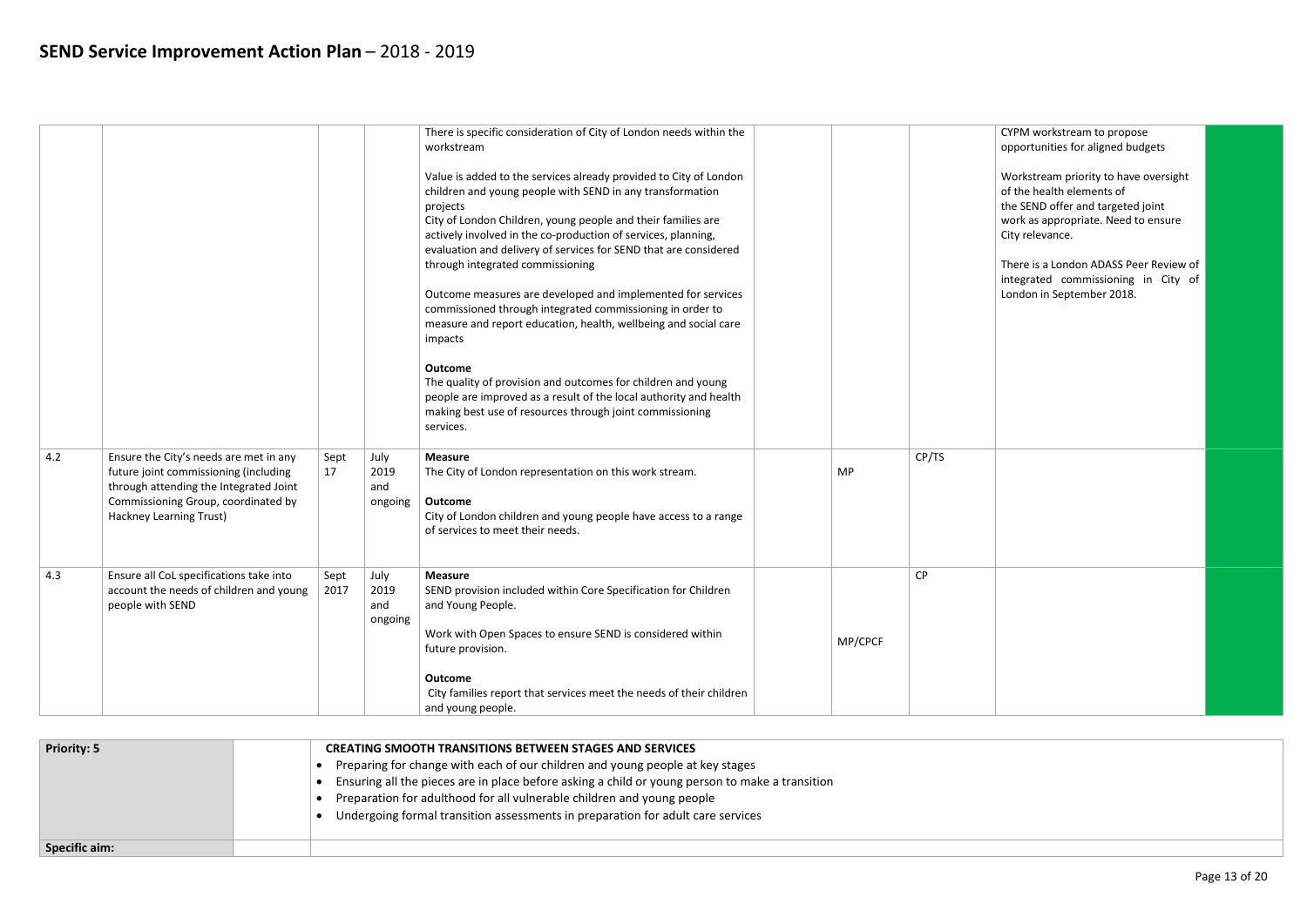# SEND Service Improvement Action Plan – 2018 - 2019

| | | | | | | | | | |
|---|---|---|---|---|---|---|---|---|---|
| | | | | There is specific consideration of City of London needs within the workstream<br><br>Value is added to the services already provided to City of London children and young people with SEND in any transformation projects<br>City of London Children, young people and their families are actively involved in the co-production of services, planning, evaluation and delivery of services for SEND that are considered through integrated commissioning<br><br>Outcome measures are developed and implemented for services commissioned through integrated commissioning in order to measure and report education, health, wellbeing and social care impacts<br><br>**Outcome**<br>The quality of provision and outcomes for children and young people are improved as a result of the local authority and health making best use of resources through joint commissioning services. | | | | CYPM workstream to propose opportunities for aligned budgets<br><br>Workstream priority to have oversight of the health elements of the SEND offer and targeted joint work as appropriate. Need to ensure City relevance.<br><br>There is a London ADASS Peer Review of integrated commissioning in City of London in September 2018. | |
| 4.2 | Ensure the City's needs are met in any future joint commissioning (including through attending the Integrated Joint Commissioning Group, coordinated by Hackney Learning Trust) | Sept 17 | July 2019 and ongoing | **Measure**<br>The City of London representation on this work stream.<br><br>**Outcome**<br>City of London children and young people have access to a range of services to meet their needs. | | MP | CP/TS | | |
| 4.3 | Ensure all CoL specifications take into account the needs of children and young people with SEND | Sept 2017 | July 2019 and ongoing | **Measure**<br>SEND provision included within Core Specification for Children and Young People.<br><br>Work with Open Spaces to ensure SEND is considered within future provision.<br><br>**Outcome**<br>City families report that services meet the needs of their children and young people. | | MP/CPCF | CP | | |

| | | |
|---|---|---|
| **Priority: 5** | | **CREATING SMOOTH TRANSITIONS BETWEEN STAGES AND SERVICES**<br>• Preparing for change with each of our children and young people at key stages<br>• Ensuring all the pieces are in place before asking a child or young person to make a transition<br>• Preparation for adulthood for all vulnerable children and young people<br>• Undergoing formal transition assessments in preparation for adult care services |
| **Specific aim:** | | |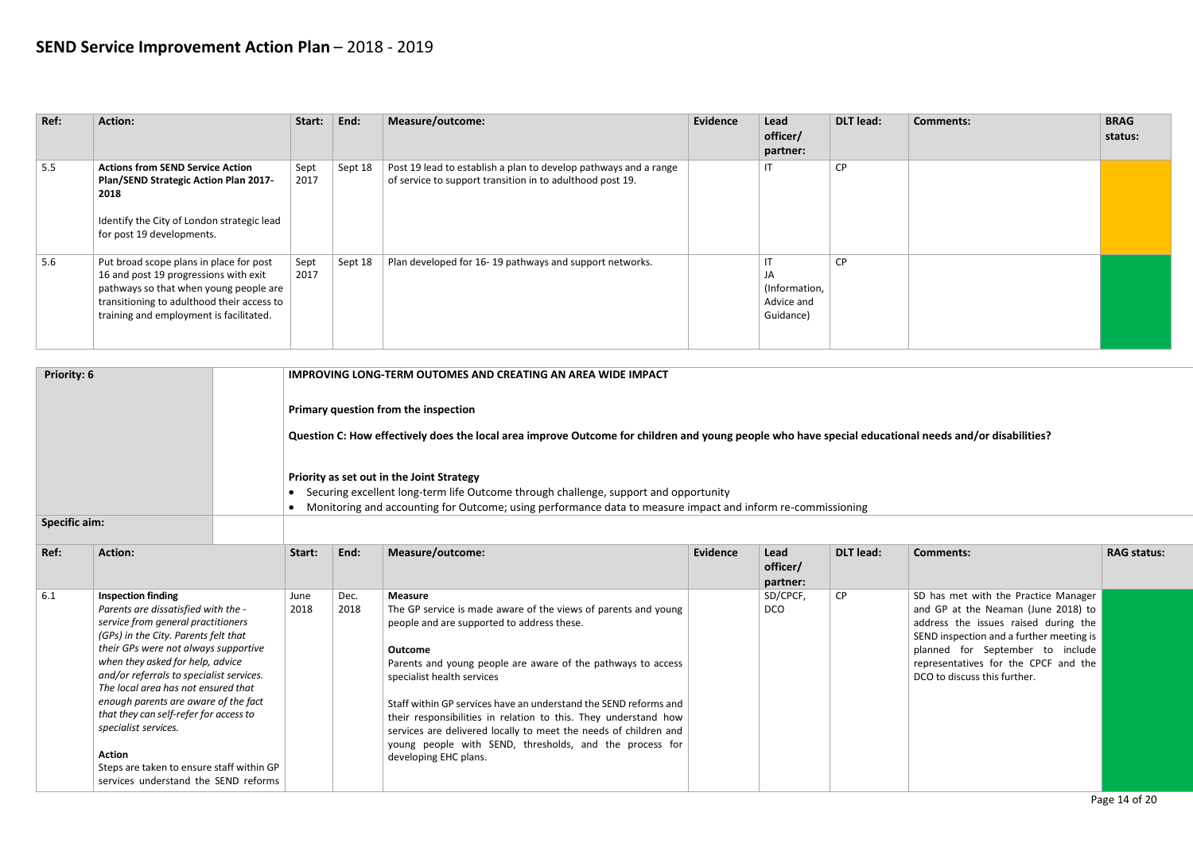# SEND Service Improvement Action Plan – 2018 - 2019

| Ref: | Action: | Start: | End: | Measure/outcome: | Evidence | Lead officer/ partner: | DLT lead: | Comments: | BRAG status: |
|---|---|---|---|---|---|---|---|---|---|
| 5.5 | **Actions from SEND Service Action Plan/SEND Strategic Action Plan 2017-2018**<br><br>Identify the City of London strategic lead for post 19 developments. | Sept 2017 | Sept 18 | Post 19 lead to establish a plan to develop pathways and a range of service to support transition in to adulthood post 19. | | IT | CP | | |
| 5.6 | Put broad scope plans in place for post 16 and post 19 progressions with exit pathways so that when young people are transitioning to adulthood their access to training and employment is facilitated. | Sept 2017 | Sept 18 | Plan developed for 16- 19 pathways and support networks. | | IT<br>JA<br>(Information, Advice and Guidance) | CP | | |

| **Priority: 6** | **IMPROVING LONG-TERM OUTOMES AND CREATING AN AREA WIDE IMPACT**<br><br>**Primary question from the inspection**<br><br>**Question C: How effectively does the local area improve Outcome for children and young people who have special educational needs and/or disabilities?**<br><br>**Priority as set out in the Joint Strategy**<br>• Securing excellent long-term life Outcome through challenge, support and opportunity<br>• Monitoring and accounting for Outcome; using performance data to measure impact and inform re-commissioning |
|---|---|
| **Specific aim:** | |

| Ref: | Action: | Start: | End: | Measure/outcome: | Evidence | Lead officer/ partner: | DLT lead: | Comments: | RAG status: |
|---|---|---|---|---|---|---|---|---|---|
| 6.1 | **Inspection finding**<br>*Parents are dissatisfied with the - service from general practitioners (GPs) in the City. Parents felt that their GPs were not always supportive when they asked for help, advice and/or referrals to specialist services. The local area has not ensured that enough parents are aware of the fact that they can self-refer for access to specialist services.*<br><br>**Action**<br>Steps are taken to ensure staff within GP services understand the SEND reforms | June 2018 | Dec. 2018 | **Measure**<br>The GP service is made aware of the views of parents and young people and are supported to address these.<br><br>**Outcome**<br>Parents and young people are aware of the pathways to access specialist health services<br><br>Staff within GP services have an understand the SEND reforms and their responsibilities in relation to this. They understand how services are delivered locally to meet the needs of children and young people with SEND, thresholds, and the process for developing EHC plans. | | SD/CPCF, DCO | CP | SD has met with the Practice Manager and GP at the Neaman (June 2018) to address the issues raised during the SEND inspection and a further meeting is planned for September to include representatives for the CPCF and the DCO to discuss this further. | |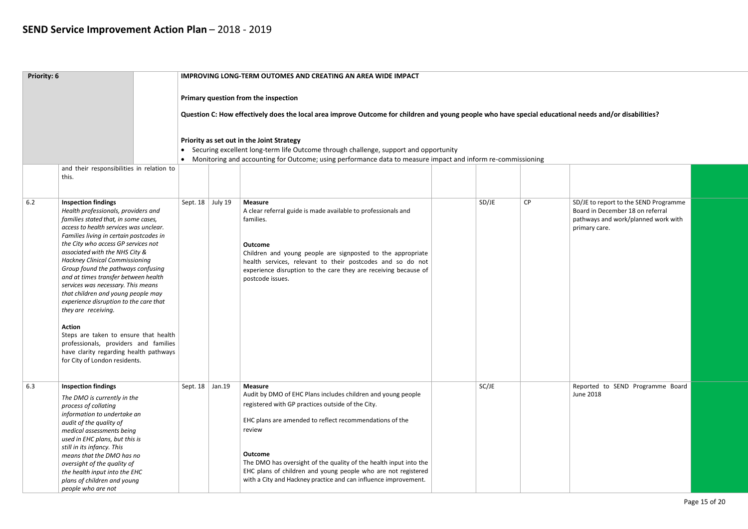# SEND Service Improvement Action Plan – 2018 - 2019

| Priority: 6 | | IMPROVING LONG-TERM OUTOMES AND CREATING AN AREA WIDE IMPACT<br><br>**Primary question from the inspection**<br><br>**Question C: How effectively does the local area improve Outcome for children and young people who have special educational needs and/or disabilities?**<br><br>**Priority as set out in the Joint Strategy**<br>• Securing excellent long-term life Outcome through challenge, support and opportunity<br>• Monitoring and accounting for Outcome; using performance data to measure impact and inform re-commissioning | | | | | | | |
|---|---|---|---|---|---|---|---|---|---|
| | and their responsibilities in relation to this. | | | | | | | | |
| 6.2 | **Inspection findings**<br>*Health professionals, providers and families stated that, in some cases, access to health services was unclear. Families living in certain postcodes in the City who access GP services not associated with the NHS City & Hackney Clinical Commissioning Group found the pathways confusing and at times transfer between health services was necessary. This means that children and young people may experience disruption to the care that they are receiving.*<br><br>**Action**<br>Steps are taken to ensure that health professionals, providers and families have clarity regarding health pathways for City of London residents. | Sept. 18 | July 19 | **Measure**<br>A clear referral guide is made available to professionals and families.<br><br>**Outcome**<br>Children and young people are signposted to the appropriate health services, relevant to their postcodes and so do not experience disruption to the care they are receiving because of postcode issues. | | SD/JE | CP | SD/JE to report to the SEND Programme Board in December 18 on referral pathways and work/planned work with primary care. | |
| 6.3 | **Inspection findings**<br>*The DMO is currently in the process of collating information to undertake an audit of the quality of medical assessments being used in EHC plans, but this is still in its infancy. This means that the DMO has no oversight of the quality of the health input into the EHC plans of children and young people who are not* | Sept. 18 | Jan.19 | **Measure**<br>Audit by DMO of EHC Plans includes children and young people registered with GP practices outside of the City.<br><br>EHC plans are amended to reflect recommendations of the review<br><br>**Outcome**<br>The DMO has oversight of the quality of the health input into the EHC plans of children and young people who are not registered with a City and Hackney practice and can influence improvement. | | SC/JE | | Reported to SEND Programme Board June 2018 | |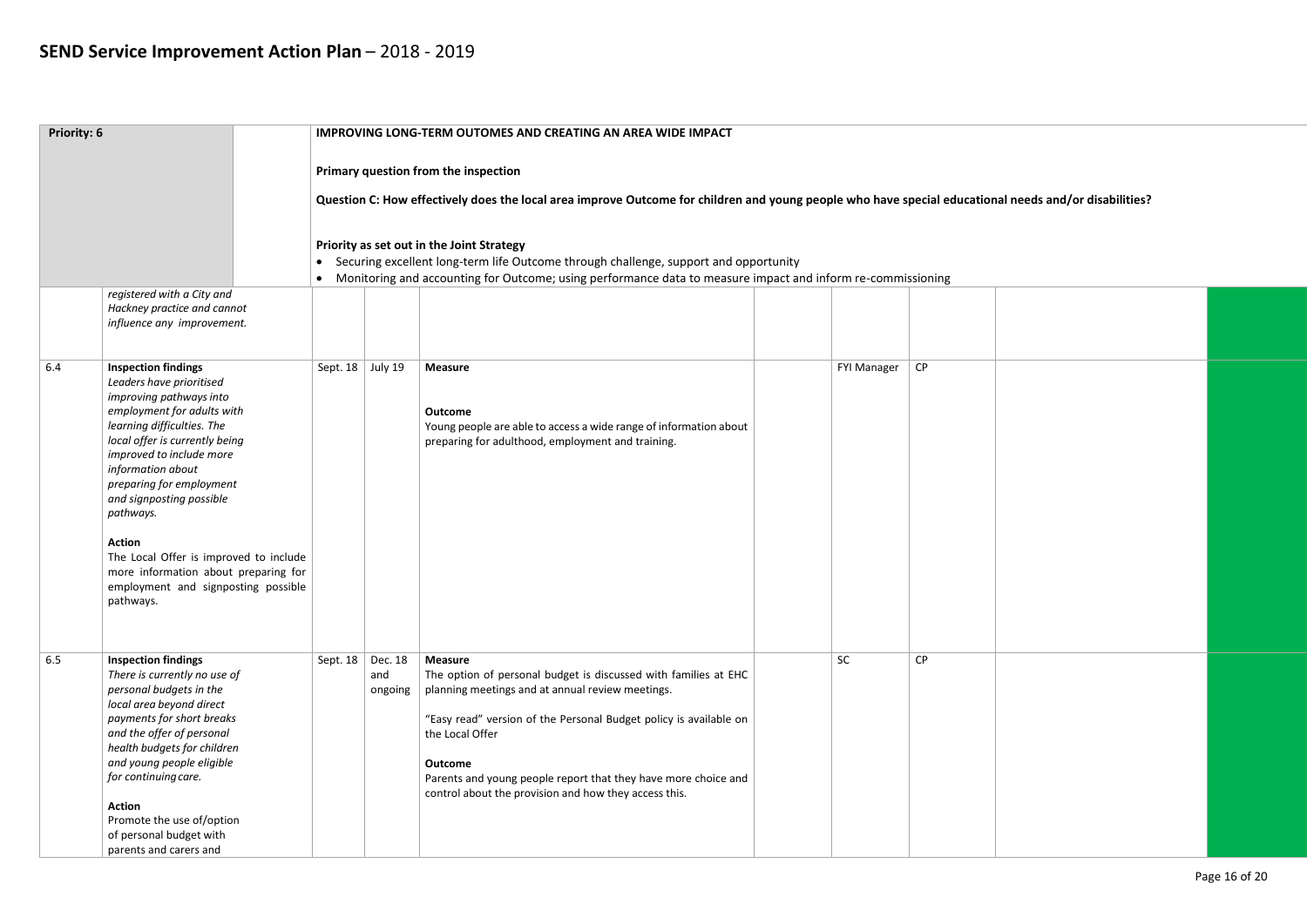# SEND Service Improvement Action Plan – 2018 - 2019

| Priority: 6 | | IMPROVING LONG-TERM OUTOMES AND CREATING AN AREA WIDE IMPACT<br><br>**Primary question from the inspection**<br><br>**Question C: How effectively does the local area improve Outcome for children and young people who have special educational needs and/or disabilities?**<br><br>**Priority as set out in the Joint Strategy**<br>• Securing excellent long-term life Outcome through challenge, support and opportunity<br>• Monitoring and accounting for Outcome; using performance data to measure impact and inform re-commissioning | | | | | | | |
|---|---|---|---|---|---|---|---|---|---|
| | *registered with a City and Hackney practice and cannot influence any improvement.* | | | | | | | | |
| 6.4 | **Inspection findings**<br>*Leaders have prioritised improving pathways into employment for adults with learning difficulties. The local offer is currently being improved to include more information about preparing for employment and signposting possible pathways.*<br><br>**Action**<br>The Local Offer is improved to include more information about preparing for employment and signposting possible pathways. | Sept. 18 | July 19 | **Measure**<br><br>**Outcome**<br>Young people are able to access a wide range of information about preparing for adulthood, employment and training. | | FYI Manager | CP | | |
| 6.5 | **Inspection findings**<br>*There is currently no use of personal budgets in the local area beyond direct payments for short breaks and the offer of personal health budgets for children and young people eligible for continuing care.*<br><br>**Action**<br>Promote the use of/option of personal budget with parents and carers and | Sept. 18 | Dec. 18 and ongoing | **Measure**<br>The option of personal budget is discussed with families at EHC planning meetings and at annual review meetings.<br><br>"Easy read" version of the Personal Budget policy is available on the Local Offer<br><br>**Outcome**<br>Parents and young people report that they have more choice and control about the provision and how they access this. | | SC | CP | | |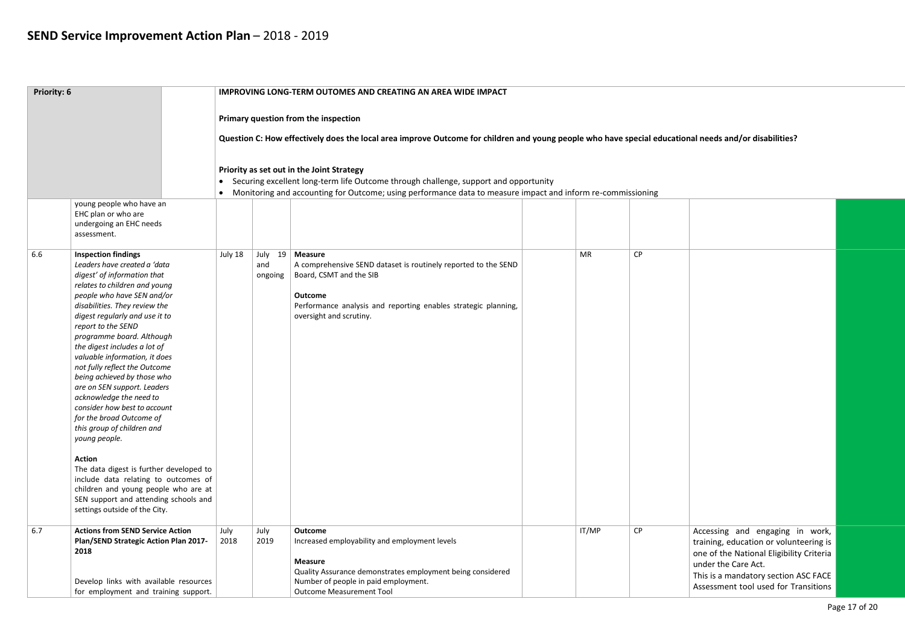# SEND Service Improvement Action Plan – 2018 - 2019

| Priority: 6 | | | | IMPROVING LONG-TERM OUTOMES AND CREATING AN AREA WIDE IMPACT<br><br>**Primary question from the inspection**<br><br>**Question C: How effectively does the local area improve Outcome for children and young people who have special educational needs and/or disabilities?**<br><br>**Priority as set out in the Joint Strategy**<br>• Securing excellent long-term life Outcome through challenge, support and opportunity<br>• Monitoring and accounting for Outcome; using performance data to measure impact and inform re-commissioning | | | | | |
|---|---|---|---|---|---|---|---|---|---|
| | young people who have an EHC plan or who are undergoing an EHC needs assessment. | | | | | | | | |
| 6.6 | **Inspection findings**<br>*Leaders have created a 'data digest' of information that relates to children and young people who have SEN and/or disabilities. They review the digest regularly and use it to report to the SEND programme board. Although the digest includes a lot of valuable information, it does not fully reflect the Outcome being achieved by those who are on SEN support. Leaders acknowledge the need to consider how best to account for the broad Outcome of this group of children and young people.*<br><br>**Action**<br>The data digest is further developed to include data relating to outcomes of children and young people who are at SEN support and attending schools and settings outside of the City. | July 18 | July 19 and ongoing | **Measure**<br>A comprehensive SEND dataset is routinely reported to the SEND Board, CSMT and the SIB<br><br>**Outcome**<br>Performance analysis and reporting enables strategic planning, oversight and scrutiny. | | MR | CP | | |
| 6.7 | **Actions from SEND Service Action Plan/SEND Strategic Action Plan 2017-2018**<br><br>Develop links with available resources for employment and training support. | July 2018 | July 2019 | **Outcome**<br>Increased employability and employment levels<br><br>**Measure**<br>Quality Assurance demonstrates employment being considered<br>Number of people in paid employment.<br>Outcome Measurement Tool | | IT/MP | CP | Accessing and engaging in work, training, education or volunteering is one of the National Eligibility Criteria under the Care Act.<br>This is a mandatory section ASC FACE Assessment tool used for Transitions | |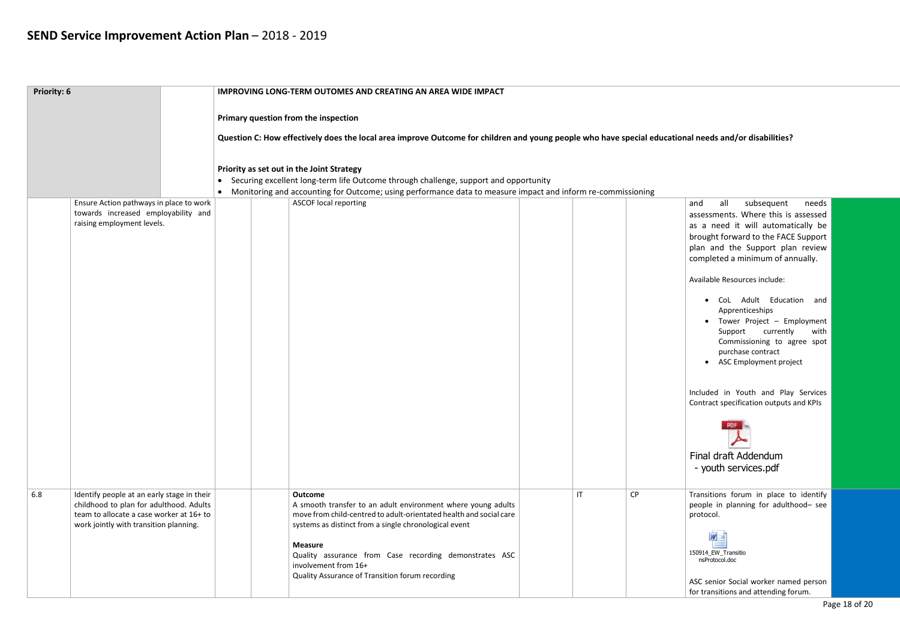# SEND Service Improvement Action Plan – 2018 - 2019

| Priority: 6 | | | | IMPROVING LONG-TERM OUTOMES AND CREATING AN AREA WIDE IMPACT<br><br>**Primary question from the inspection**<br><br>**Question C: How effectively does the local area improve Outcome for children and young people who have special educational needs and/or disabilities?**<br><br>**Priority as set out in the Joint Strategy**<br>• Securing excellent long-term life Outcome through challenge, support and opportunity<br>• Monitoring and accounting for Outcome; using performance data to measure impact and inform re-commissioning | | | | | |
|---|---|---|---|---|---|---|---|---|---|
| | Ensure Action pathways in place to work towards increased employability and raising employment levels. | | | ASCOF local reporting | | | | and all subsequent needs assessments. Where this is assessed as a need it will automatically be brought forward to the FACE Support plan and the Support plan review completed a minimum of annually.<br><br>Available Resources include:<br>• CoL Adult Education and Apprenticeships<br>• Tower Project – Employment Support currently with Commissioning to agree spot purchase contract<br>• ASC Employment project<br><br>Included in Youth and Play Services Contract specification outputs and KPIs<br><br>Final draft Addendum - youth services.pdf | |
| 6.8 | Identify people at an early stage in their childhood to plan for adulthood. Adults team to allocate a case worker at 16+ to work jointly with transition planning. | | | **Outcome**<br>A smooth transfer to an adult environment where young adults move from child-centred to adult-orientated health and social care systems as distinct from a single chronological event<br><br>**Measure**<br>Quality assurance from Case recording demonstrates ASC involvement from 16+<br>Quality Assurance of Transition forum recording | | IT | CP | Transitions forum in place to identify people in planning for adulthood– see protocol.<br><br>150914_EW_TransitionsProtocol.doc<br><br>ASC senior Social worker named person for transitions and attending forum. | |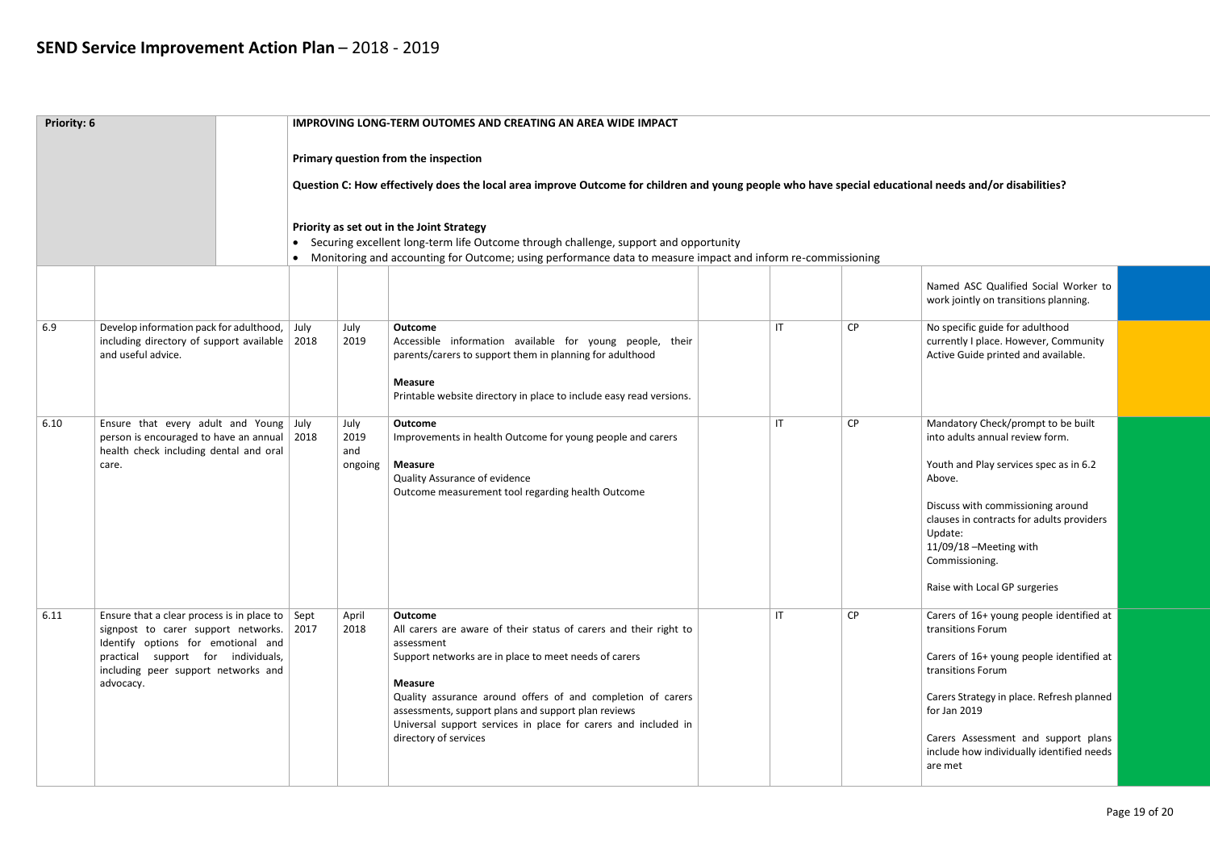# SEND Service Improvement Action Plan – 2018 - 2019

| Priority: 6 | | | IMPROVING LONG-TERM OUTOMES AND CREATING AN AREA WIDE IMPACT<br><br>**Primary question from the inspection**<br><br>**Question C: How effectively does the local area improve Outcome for children and young people who have special educational needs and/or disabilities?**<br><br>**Priority as set out in the Joint Strategy**<br>• Securing excellent long-term life Outcome through challenge, support and opportunity<br>• Monitoring and accounting for Outcome; using performance data to measure impact and inform re-commissioning | | | | | |
|---|---|---|---|---|---|---|---|---|---|
| | | | | | | | | Named ASC Qualified Social Worker to work jointly on transitions planning. | |
| 6.9 | Develop information pack for adulthood, including directory of support available and useful advice. | July 2018 | July 2019 | **Outcome**<br>Accessible information available for young people, their parents/carers to support them in planning for adulthood<br><br>**Measure**<br>Printable website directory in place to include easy read versions. | | IT | CP | No specific guide for adulthood currently I place. However, Community Active Guide printed and available. | |
| 6.10 | Ensure that every adult and Young person is encouraged to have an annual health check including dental and oral care. | July 2018 | July 2019 and ongoing | **Outcome**<br>Improvements in health Outcome for young people and carers<br><br>**Measure**<br>Quality Assurance of evidence<br>Outcome measurement tool regarding health Outcome | | IT | CP | Mandatory Check/prompt to be built into adults annual review form.<br><br>Youth and Play services spec as in 6.2 Above.<br><br>Discuss with commissioning around clauses in contracts for adults providers<br>Update:<br>11/09/18 –Meeting with Commissioning.<br><br>Raise with Local GP surgeries | |
| 6.11 | Ensure that a clear process is in place to signpost to carer support networks. Identify options for emotional and practical support for individuals, including peer support networks and advocacy. | Sept 2017 | April 2018 | **Outcome**<br>All carers are aware of their status of carers and their right to assessment<br>Support networks are in place to meet needs of carers<br><br>**Measure**<br>Quality assurance around offers of and completion of carers assessments, support plans and support plan reviews<br>Universal support services in place for carers and included in directory of services | | IT | CP | Carers of 16+ young people identified at transitions Forum<br><br>Carers of 16+ young people identified at transitions Forum<br><br>Carers Strategy in place. Refresh planned for Jan 2019<br><br>Carers Assessment and support plans include how individually identified needs are met | |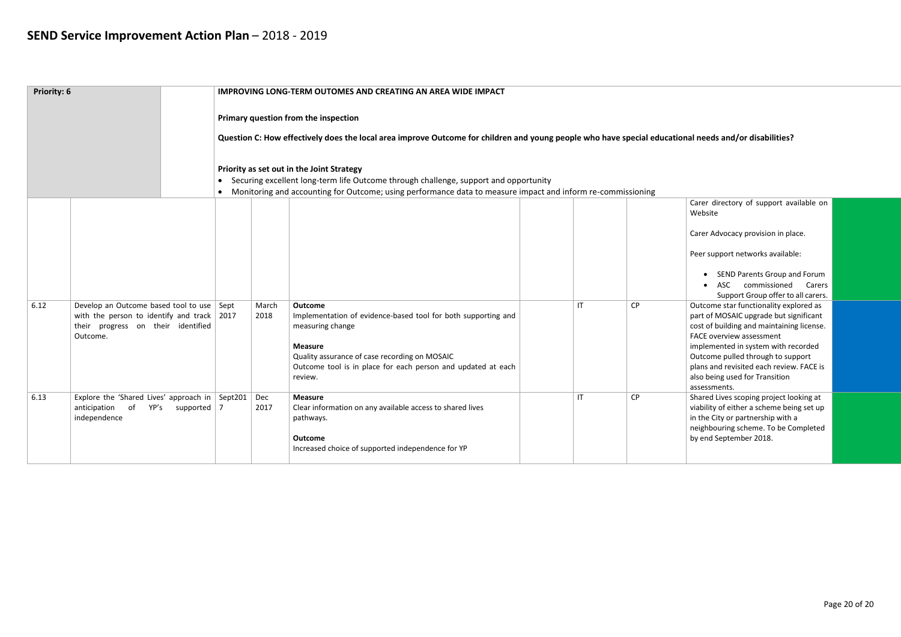# SEND Service Improvement Action Plan – 2018 - 2019

| Priority: 6 | | IMPROVING LONG-TERM OUTOMES AND CREATING AN AREA WIDE IMPACT<br><br>Primary question from the inspection<br><br>Question C: How effectively does the local area improve Outcome for children and young people who have special educational needs and/or disabilities?<br><br>Priority as set out in the Joint Strategy<br>• Securing excellent long-term life Outcome through challenge, support and opportunity<br>• Monitoring and accounting for Outcome; using performance data to measure impact and inform re-commissioning | | | | | | | |
|---|---|---|---|---|---|---|---|---|---|
| | | | | | | | | Carer directory of support available on Website<br><br>Carer Advocacy provision in place.<br><br>Peer support networks available:<br>• SEND Parents Group and Forum<br>• ASC commissioned Carers Support Group offer to all carers. | |
| 6.12 | Develop an Outcome based tool to use with the person to identify and track their progress on their identified Outcome. | Sept 2017 | March 2018 | **Outcome**<br>Implementation of evidence-based tool for both supporting and measuring change<br><br>**Measure**<br>Quality assurance of case recording on MOSAIC<br>Outcome tool is in place for each person and updated at each review. | | IT | CP | Outcome star functionality explored as part of MOSAIC upgrade but significant cost of building and maintaining license. FACE overview assessment implemented in system with recorded Outcome pulled through to support plans and revisited each review. FACE is also being used for Transition assessments. | |
| 6.13 | Explore the 'Shared Lives' approach in anticipation of YP's supported independence | Sept2017 | Dec 2017 | **Measure**<br>Clear information on any available access to shared lives pathways.<br><br>**Outcome**<br>Increased choice of supported independence for YP | | IT | CP | Shared Lives scoping project looking at viability of either a scheme being set up in the City or partnership with a neighbouring scheme. To be Completed by end September 2018. | |